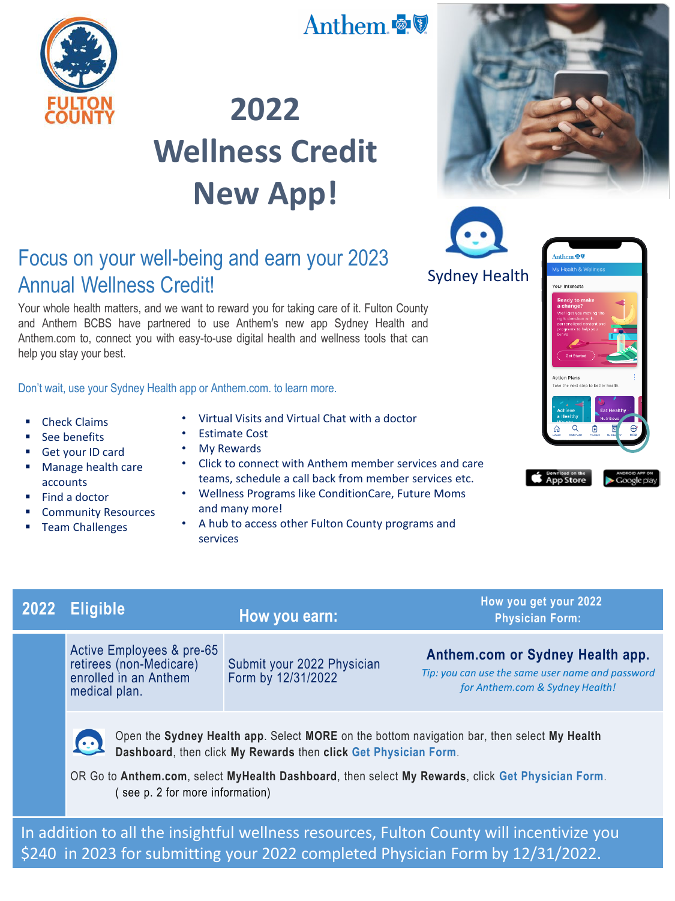# 2022 Wellness Credit New App!

Sydney Health

## Focus on your well-being and earn your 2023 Annual Wellness Credit!

Your whole health matters, and we want to reward you for taking care of it. Fulton County and Anthem BCBS have partnered to use Anthem's new app Sydney Health and Anthem.com to, connect you with easy-to-use digital health and wellness tools that can help you stay your best.

Don't wait, use your Sydney Health app or Anthem.com. to learn more.

- Check Claims
- See benefits
- Get your ID card
- Manage health care accounts
- Find a doctor
- Community Resources
- Team Challenges
- Virtual Visits and Virtual Chat with a doctor
- Estimate Cost
- My Rewards
- Click to connect with Anthem member services and care teams, schedule a call back from member services etc.
- Wellness Programs like ConditionCare, Future Moms and many more!
- A hub to access other Fulton County programs and services

| 2022 Eligible | How you earn: | How you get your 2022 Physician Form: |
|---|---|---|
| Active Employees & pre-65 retirees (non-Medicare) enrolled in an Anthem medical plan. | Submit your 2022 Physician Form by 12/31/2022 | **Anthem.com or Sydney Health app.** *Tip: you can use the same user name and password for Anthem.com & Sydney Health!* |

Open the **Sydney Health app**. Select **MORE** on the bottom navigation bar, then select **My Health Dashboard**, then click **My Rewards** then **click Get Physician Form**.

OR Go to **Anthem.com**, select **MyHealth Dashboard**, then select **My Rewards**, click **Get Physician Form**. ( see p. 2 for more information)

In addition to all the insightful wellness resources, Fulton County will incentivize you $240 in 2023 for submitting your 2022 completed Physician Form by 12/31/2022.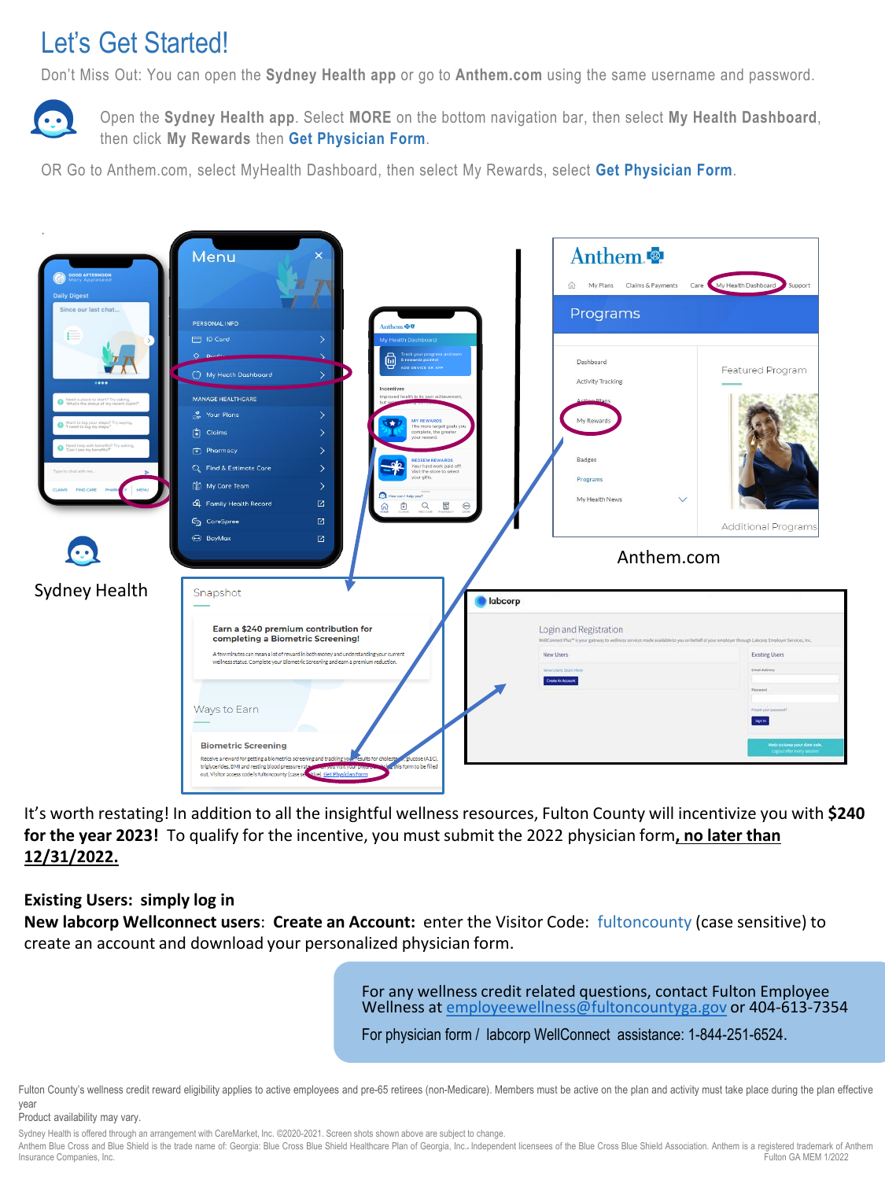# Let's Get Started!

Don't Miss Out: You can open the **Sydney Health app** or go to **Anthem.com** using the same username and password.

Open the **Sydney Health app**. Select **MORE** on the bottom navigation bar, then select **My Health Dashboard**, then click **My Rewards** then **Get Physician Form**.

OR Go to Anthem.com, select MyHealth Dashboard, then select My Rewards, select **Get Physician Form**.

Sydney Health

Anthem.com

It's worth restating! In addition to all the insightful wellness resources, Fulton County will incentivize you with **$240 for the year 2023!** To qualify for the incentive, you must submit the 2022 physician form**, no later than 12/31/2022.**

**Existing Users: simply log in**

**New labcorp Wellconnect users**: **Create an Account:** enter the Visitor Code: fultoncounty (case sensitive) to create an account and download your personalized physician form.

For any wellness credit related questions, contact Fulton Employee Wellness at employeewellness@fultoncountyga.gov or 404-613-7354

For physician form / labcorp WellConnect assistance: 1-844-251-6524.

Fulton County's wellness credit reward eligibility applies to active employees and pre-65 retirees (non-Medicare). Members must be active on the plan and activity must take place during the plan effective year

Product availability may vary.

Sydney Health is offered through an arrangement with CareMarket, Inc. ©2020-2021. Screen shots shown above are subject to change.

Anthem Blue Cross and Blue Shield is the trade name of: Georgia: Blue Cross Blue Shield Healthcare Plan of Georgia, Inc.. Independent licensees of the Blue Cross Blue Shield Association. Anthem is a registered trademark of Anthem Insurance Companies, Inc.

Fulton GA MEM 1/2022